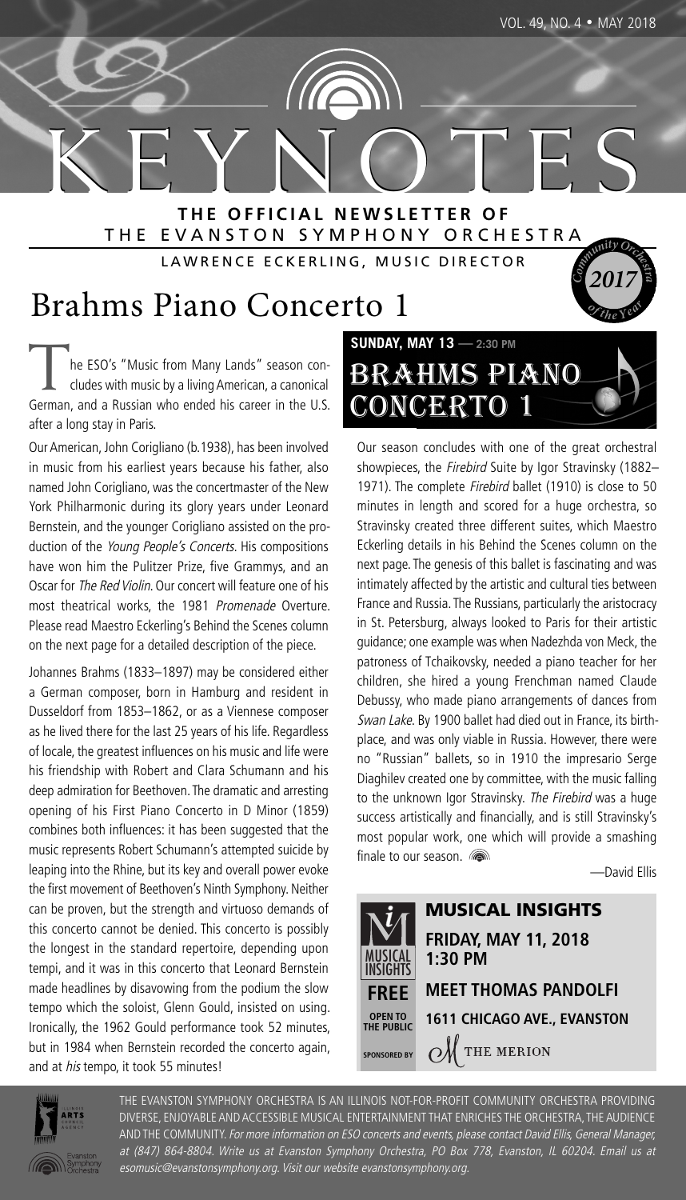# KEYNOTES

**THE OFFICIAL NEWSLETTER OF THE EVANSTON SYMPHONY ORCHESTRA**

LAWRENCE ECKERLING, MUSIC DIRECTOR

Community Orchestra of the Year 2017

# Brahms Piano Concerto 1

The ESO's "Music from Many Lands" season concludes with music by a living American, a canonical German, and a Russian who ended his career in the U.S. after a long stay in Paris.

Our American, John Corigliano (b.1938), has been involved in music from his earliest years because his father, also named John Corigliano, was the concertmaster of the New York Philharmonic during its glory years under Leonard Bernstein, and the younger Corigliano assisted on the production of the *Young People's Concerts*. His compositions have won him the Pulitzer Prize, five Grammys, and an Oscar for *The Red Violin*. Our concert will feature one of his most theatrical works, the 1981 *Promenade* Overture. Please read Maestro Eckerling's Behind the Scenes column on the next page for a detailed description of the piece.

Johannes Brahms (1833–1897) may be considered either a German composer, born in Hamburg and resident in Dusseldorf from 1853–1862, or as a Viennese composer as he lived there for the last 25 years of his life. Regardless of locale, the greatest influences on his music and life were his friendship with Robert and Clara Schumann and his deep admiration for Beethoven. The dramatic and arresting opening of his First Piano Concerto in D Minor (1859) combines both influences: it has been suggested that the music represents Robert Schumann's attempted suicide by leaping into the Rhine, but its key and overall power evoke the first movement of Beethoven's Ninth Symphony. Neither can be proven, but the strength and virtuoso demands of this concerto cannot be denied. This concerto is possibly the longest in the standard repertoire, depending upon tempi, and it was in this concerto that Leonard Bernstein made headlines by disavowing from the podium the slow tempo which the soloist, Glenn Gould, insisted on using. Ironically, the 1962 Gould performance took 52 minutes, but in 1984 when Bernstein recorded the concerto again, and at *his* tempo, it took 55 minutes!

## SUNDAY, MAY 13 — 2:30 PM
## BRAHMS PIANO CONCERTO 1

Our season concludes with one of the great orchestral showpieces, the *Firebird* Suite by Igor Stravinsky (1882–1971). The complete *Firebird* ballet (1910) is close to 50 minutes in length and scored for a huge orchestra, so Stravinsky created three different suites, which Maestro Eckerling details in his Behind the Scenes column on the next page. The genesis of this ballet is fascinating and was intimately affected by the artistic and cultural ties between France and Russia. The Russians, particularly the aristocracy in St. Petersburg, always looked to Paris for their artistic guidance; one example was when Nadezhda von Meck, the patroness of Tchaikovsky, needed a piano teacher for her children, she hired a young Frenchman named Claude Debussy, who made piano arrangements of dances from *Swan Lake*. By 1900 ballet had died out in France, its birthplace, and was only viable in Russia. However, there were no "Russian" ballets, so in 1910 the impresario Serge Diaghilev created one by committee, with the music falling to the unknown Igor Stravinsky. *The Firebird* was a huge success artistically and financially, and is still Stravinsky's most popular work, one which will provide a smashing finale to our season.

—David Ellis

## MUSICAL INSIGHTS

**FRIDAY, MAY 11, 2018**
**1:30 PM**

**MEET THOMAS PANDOLFI**

**1611 CHICAGO AVE., EVANSTON**

**FREE** — OPEN TO THE PUBLIC

SPONSORED BY THE MERION

THE EVANSTON SYMPHONY ORCHESTRA IS AN ILLINOIS NOT-FOR-PROFIT COMMUNITY ORCHESTRA PROVIDING DIVERSE, ENJOYABLE AND ACCESSIBLE MUSICAL ENTERTAINMENT THAT ENRICHES THE ORCHESTRA, THE AUDIENCE AND THE COMMUNITY. *For more information on ESO concerts and events, please contact David Ellis, General Manager, at (847) 864-8804. Write us at Evanston Symphony Orchestra, PO Box 778, Evanston, IL 60204. Email us at esomusic@evanstonsymphony.org. Visit our website evanstonsymphony.org.*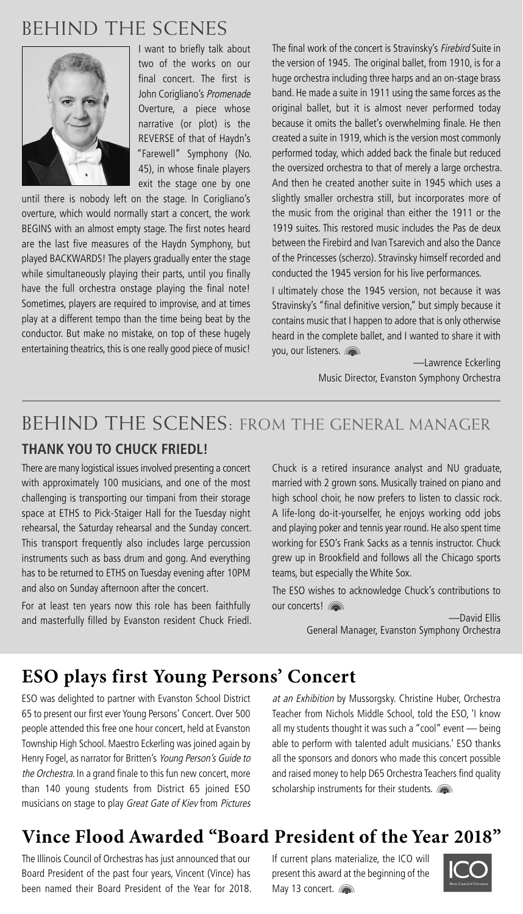# BEHIND THE SCENES

I want to briefly talk about two of the works on our final concert. The first is John Corigliano's *Promenade* Overture, a piece whose narrative (or plot) is the REVERSE of that of Haydn's "Farewell" Symphony (No. 45), in whose finale players exit the stage one by one until there is nobody left on the stage. In Corigliano's overture, which would normally start a concert, the work BEGINS with an almost empty stage. The first notes heard are the last five measures of the Haydn Symphony, but played BACKWARDS! The players gradually enter the stage while simultaneously playing their parts, until you finally have the full orchestra onstage playing the final note! Sometimes, players are required to improvise, and at times play at a different tempo than the time being beat by the conductor. But make no mistake, on top of these hugely entertaining theatrics, this is one really good piece of music!

The final work of the concert is Stravinsky's *Firebird* Suite in the version of 1945. The original ballet, from 1910, is for a huge orchestra including three harps and an on-stage brass band. He made a suite in 1911 using the same forces as the original ballet, but it is almost never performed today because it omits the ballet's overwhelming finale. He then created a suite in 1919, which is the version most commonly performed today, which added back the finale but reduced the oversized orchestra to that of merely a large orchestra. And then he created another suite in 1945 which uses a slightly smaller orchestra still, but incorporates more of the music from the original than either the 1911 or the 1919 suites. This restored music includes the Pas de deux between the Firebird and Ivan Tsarevich and also the Dance of the Princesses (scherzo). Stravinsky himself recorded and conducted the 1945 version for his live performances.

I ultimately chose the 1945 version, not because it was Stravinsky's "final definitive version," but simply because it contains music that I happen to adore that is only otherwise heard in the complete ballet, and I wanted to share it with you, our listeners.

—Lawrence Eckerling
Music Director, Evanston Symphony Orchestra

# BEHIND THE SCENES: FROM THE GENERAL MANAGER

### THANK YOU TO CHUCK FRIEDL!

There are many logistical issues involved presenting a concert with approximately 100 musicians, and one of the most challenging is transporting our timpani from their storage space at ETHS to Pick-Staiger Hall for the Tuesday night rehearsal, the Saturday rehearsal and the Sunday concert. This transport frequently also includes large percussion instruments such as bass drum and gong. And everything has to be returned to ETHS on Tuesday evening after 10PM and also on Sunday afternoon after the concert.

For at least ten years now this role has been faithfully and masterfully filled by Evanston resident Chuck Friedl. Chuck is a retired insurance analyst and NU graduate, married with 2 grown sons. Musically trained on piano and high school choir, he now prefers to listen to classic rock. A life-long do-it-yourselfer, he enjoys working odd jobs and playing poker and tennis year round. He also spent time working for ESO's Frank Sacks as a tennis instructor. Chuck grew up in Brookfield and follows all the Chicago sports teams, but especially the White Sox.

The ESO wishes to acknowledge Chuck's contributions to our concerts!

—David Ellis
General Manager, Evanston Symphony Orchestra

# ESO plays first Young Persons' Concert

ESO was delighted to partner with Evanston School District 65 to present our first ever Young Persons' Concert. Over 500 people attended this free one hour concert, held at Evanston Township High School. Maestro Eckerling was joined again by Henry Fogel, as narrator for Britten's *Young Person's Guide to the Orchestra*. In a grand finale to this fun new concert, more than 140 young students from District 65 joined ESO musicians on stage to play *Great Gate of Kiev* from *Pictures at an Exhibition* by Mussorgsky. Christine Huber, Orchestra Teacher from Nichols Middle School, told the ESO, 'I know all my students thought it was such a "cool" event — being able to perform with talented adult musicians.' ESO thanks all the sponsors and donors who made this concert possible and raised money to help D65 Orchestra Teachers find quality scholarship instruments for their students.

# Vince Flood Awarded "Board President of the Year 2018"

The Illinois Council of Orchestras has just announced that our Board President of the past four years, Vincent (Vince) has been named their Board President of the Year for 2018. If current plans materialize, the ICO will present this award at the beginning of the May 13 concert.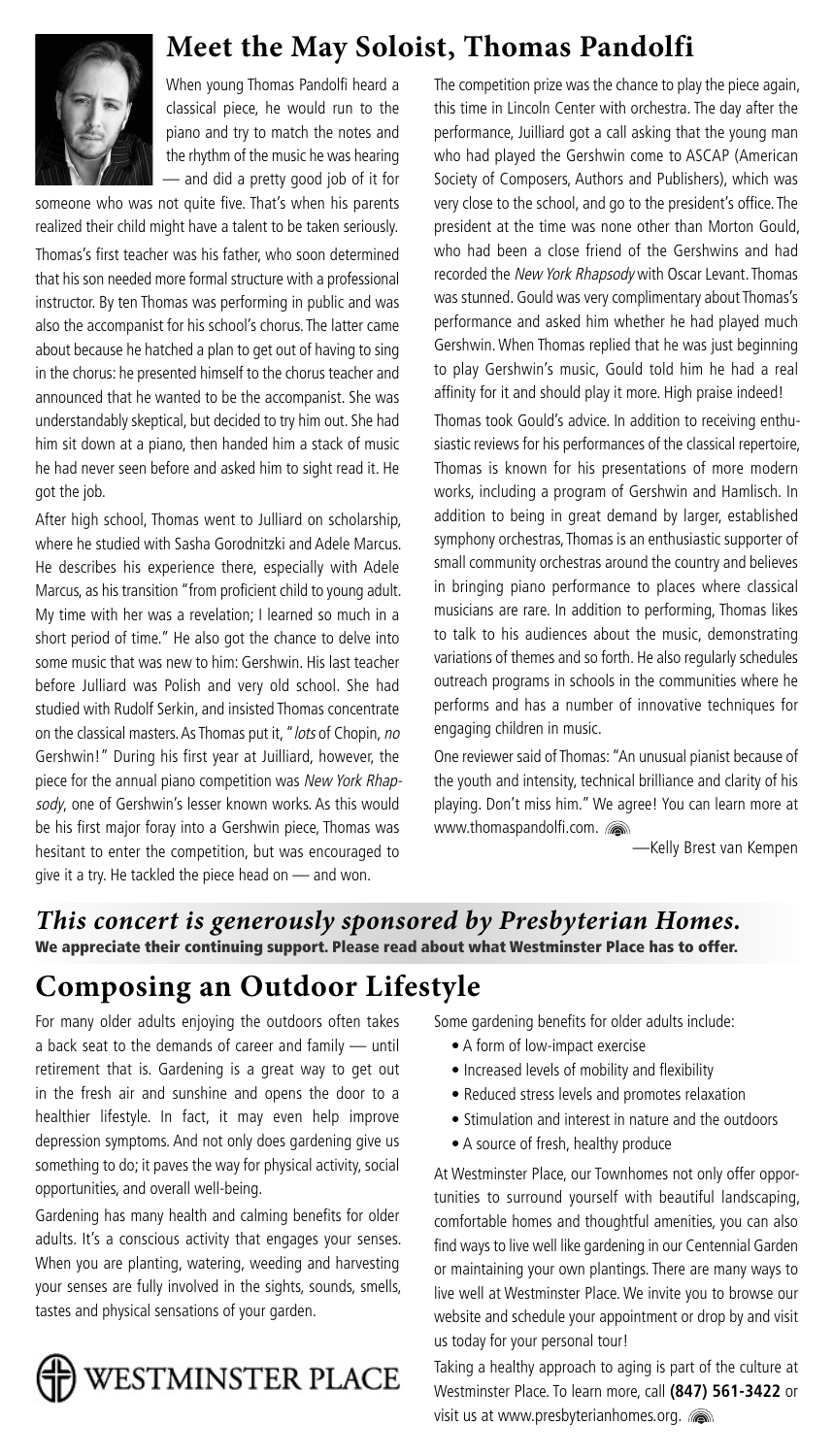## Meet the May Soloist, Thomas Pandolfi

When young Thomas Pandolfi heard a classical piece, he would run to the piano and try to match the notes and the rhythm of the music he was hearing — and did a pretty good job of it for someone who was not quite five. That's when his parents realized their child might have a talent to be taken seriously.

Thomas's first teacher was his father, who soon determined that his son needed more formal structure with a professional instructor. By ten Thomas was performing in public and was also the accompanist for his school's chorus. The latter came about because he hatched a plan to get out of having to sing in the chorus: he presented himself to the chorus teacher and announced that he wanted to be the accompanist. She was understandably skeptical, but decided to try him out. She had him sit down at a piano, then handed him a stack of music he had never seen before and asked him to sight read it. He got the job.

After high school, Thomas went to Julliard on scholarship, where he studied with Sasha Gorodnitzki and Adele Marcus. He describes his experience there, especially with Adele Marcus, as his transition "from proficient child to young adult. My time with her was a revelation; I learned so much in a short period of time." He also got the chance to delve into some music that was new to him: Gershwin. His last teacher before Julliard was Polish and very old school. She had studied with Rudolf Serkin, and insisted Thomas concentrate on the classical masters. As Thomas put it, "*lots* of Chopin, *no* Gershwin!" During his first year at Juilliard, however, the piece for the annual piano competition was *New York Rhapsody*, one of Gershwin's lesser known works. As this would be his first major foray into a Gershwin piece, Thomas was hesitant to enter the competition, but was encouraged to give it a try. He tackled the piece head on — and won.

The competition prize was the chance to play the piece again, this time in Lincoln Center with orchestra. The day after the performance, Juilliard got a call asking that the young man who had played the Gershwin come to ASCAP (American Society of Composers, Authors and Publishers), which was very close to the school, and go to the president's office. The president at the time was none other than Morton Gould, who had been a close friend of the Gershwins and had recorded the *New York Rhapsody* with Oscar Levant. Thomas was stunned. Gould was very complimentary about Thomas's performance and asked him whether he had played much Gershwin. When Thomas replied that he was just beginning to play Gershwin's music, Gould told him he had a real affinity for it and should play it more. High praise indeed!

Thomas took Gould's advice. In addition to receiving enthusiastic reviews for his performances of the classical repertoire, Thomas is known for his presentations of more modern works, including a program of Gershwin and Hamlisch. In addition to being in great demand by larger, established symphony orchestras, Thomas is an enthusiastic supporter of small community orchestras around the country and believes in bringing piano performance to places where classical musicians are rare. In addition to performing, Thomas likes to talk to his audiences about the music, demonstrating variations of themes and so forth. He also regularly schedules outreach programs in schools in the communities where he performs and has a number of innovative techniques for engaging children in music.

One reviewer said of Thomas: "An unusual pianist because of the youth and intensity, technical brilliance and clarity of his playing. Don't miss him." We agree! You can learn more at www.thomaspandolfi.com.

—Kelly Brest van Kempen

***This concert is generously sponsored by Presbyterian Homes.***

**We appreciate their continuing support. Please read about what Westminster Place has to offer.**

## Composing an Outdoor Lifestyle

For many older adults enjoying the outdoors often takes a back seat to the demands of career and family — until retirement that is. Gardening is a great way to get out in the fresh air and sunshine and opens the door to a healthier lifestyle. In fact, it may even help improve depression symptoms. And not only does gardening give us something to do; it paves the way for physical activity, social opportunities, and overall well-being.

Gardening has many health and calming benefits for older adults. It's a conscious activity that engages your senses. When you are planting, watering, weeding and harvesting your senses are fully involved in the sights, sounds, smells, tastes and physical sensations of your garden.

Some gardening benefits for older adults include:

- A form of low-impact exercise
- Increased levels of mobility and flexibility
- Reduced stress levels and promotes relaxation
- Stimulation and interest in nature and the outdoors
- A source of fresh, healthy produce

At Westminster Place, our Townhomes not only offer opportunities to surround yourself with beautiful landscaping, comfortable homes and thoughtful amenities, you can also find ways to live well like gardening in our Centennial Garden or maintaining your own plantings. There are many ways to live well at Westminster Place. We invite you to browse our website and schedule your appointment or drop by and visit us today for your personal tour!

Taking a healthy approach to aging is part of the culture at Westminster Place. To learn more, call **(847) 561-3422** or visit us at www.presbyterianhomes.org.

WESTMINSTER PLACE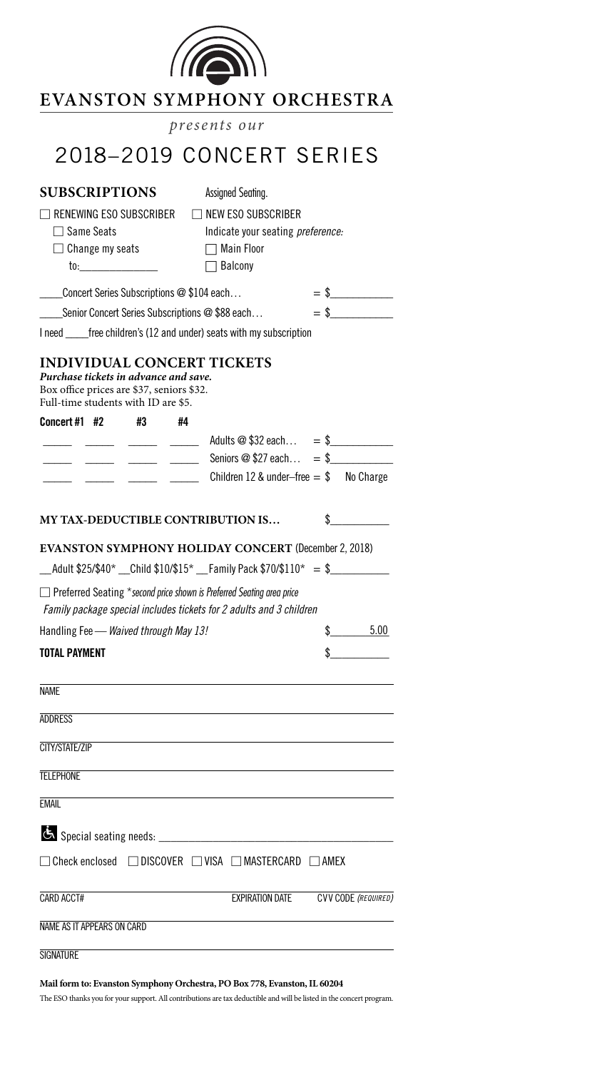# EVANSTON SYMPHONY ORCHESTRA

*presents our*

# 2018–2019 CONCERT SERIES

## SUBSCRIPTIONS

Assigned Seating.

☐ RENEWING ESO SUBSCRIBER
- ☐ Same Seats
- ☐ Change my seats to:_______________

☐ NEW ESO SUBSCRIBER
- Indicate your seating *preference:*
- ☐ Main Floor
- ☐ Balcony

_____Concert Series Subscriptions @ $104 each… = $___________

_____Senior Concert Series Subscriptions @ $88 each… = $___________

I need _____free children's (12 and under) seats with my subscription

## INDIVIDUAL CONCERT TICKETS

***Purchase tickets in advance and save.***
Box office prices are $37, seniors $32.
Full-time students with ID are $5.

| Concert #1 | #2 | #3 | #4 | | |
|---|---|---|---|---|---|
| _____ | _____ | _____ | _____ | Adults @ $32 each… | = $___________ |
| _____ | _____ | _____ | _____ | Seniors @ $27 each… | = $___________ |
| _____ | _____ | _____ | _____ | Children 12 & under–free | = $ No Charge |

## MY TAX-DEDUCTIBLE CONTRIBUTION IS… $__________

## EVANSTON SYMPHONY HOLIDAY CONCERT (December 2, 2018)

__Adult $25/$40* __Child $10/$15* __Family Pack $70/$110* = $__________

☐ Preferred Seating *\*second price shown is Preferred Seating area price*

*Family package special includes tickets for 2 adults and 3 children*

Handling Fee — *Waived through May 13!* $ 5.00

**TOTAL PAYMENT** $__________

NAME ______________________________

ADDRESS ______________________________

CITY/STATE/ZIP ______________________________

TELEPHONE ______________________________

EMAIL ______________________________

♿ Special seating needs: ______________________________

☐ Check enclosed ☐ DISCOVER ☐ VISA ☐ MASTERCARD ☐ AMEX

CARD ACCT# ______________ EXPIRATION DATE ______________ CVV CODE *(REQUIRED)* ______________

NAME AS IT APPEARS ON CARD ______________________________

SIGNATURE ______________________________

**Mail form to: Evanston Symphony Orchestra, PO Box 778, Evanston, IL 60204**

The ESO thanks you for your support. All contributions are tax deductible and will be listed in the concert program.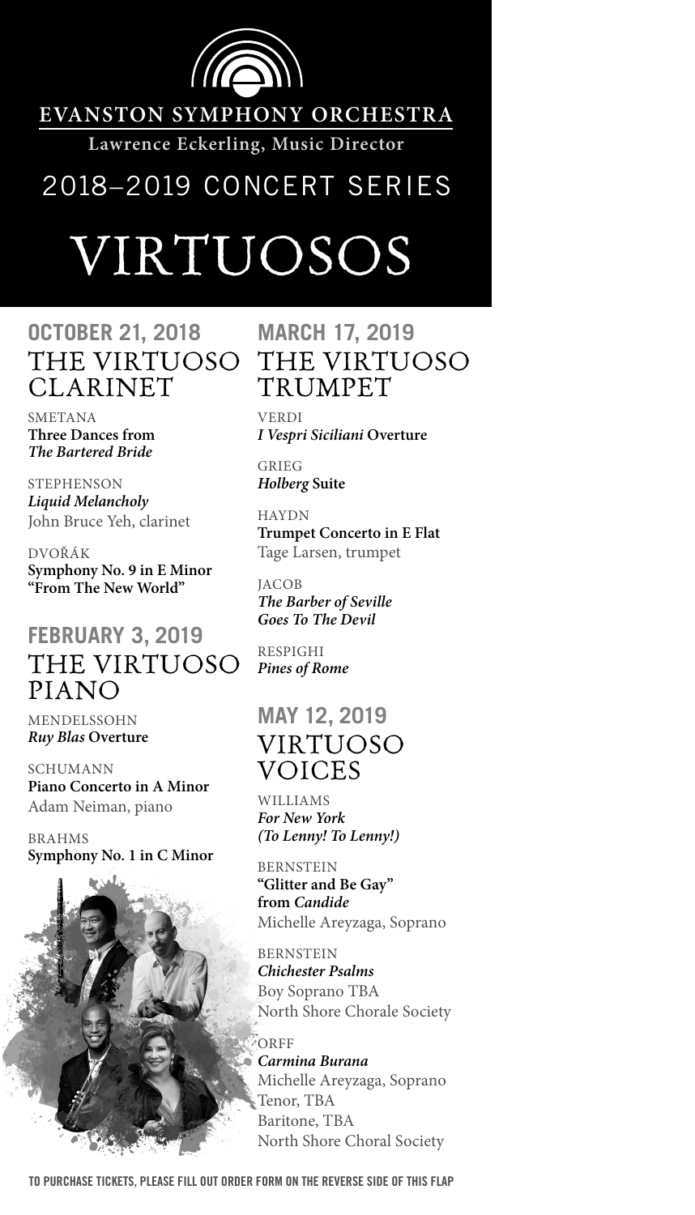# EVANSTON SYMPHONY ORCHESTRA

**Lawrence Eckerling, Music Director**

## 2018–2019 CONCERT SERIES

# VIRTUOSOS

### OCTOBER 21, 2018
## THE VIRTUOSO CLARINET

SMETANA
**Three Dances from *The Bartered Bride***

STEPHENSON
***Liquid Melancholy***
John Bruce Yeh, clarinet

DVOŘÁK
**Symphony No. 9 in E Minor "From The New World"**

### FEBRUARY 3, 2019
## THE VIRTUOSO PIANO

MENDELSSOHN
***Ruy Blas* Overture**

SCHUMANN
**Piano Concerto in A Minor**
Adam Neiman, piano

BRAHMS
**Symphony No. 1 in C Minor**

### MARCH 17, 2019
## THE VIRTUOSO TRUMPET

VERDI
***I Vespri Siciliani* Overture**

GRIEG
***Holberg* Suite**

HAYDN
**Trumpet Concerto in E Flat**
Tage Larsen, trumpet

JACOB
***The Barber of Seville Goes To The Devil***

RESPIGHI
***Pines of Rome***

### MAY 12, 2019
## VIRTUOSO VOICES

WILLIAMS
***For New York (To Lenny! To Lenny!)***

BERNSTEIN
**"Glitter and Be Gay" from *Candide***
Michelle Areyzaga, Soprano

BERNSTEIN
***Chichester Psalms***
Boy Soprano TBA
North Shore Chorale Society

ORFF
***Carmina Burana***
Michelle Areyzaga, Soprano
Tenor, TBA
Baritone, TBA
North Shore Choral Society

TO PURCHASE TICKETS, PLEASE FILL OUT ORDER FORM ON THE REVERSE SIDE OF THIS FLAP